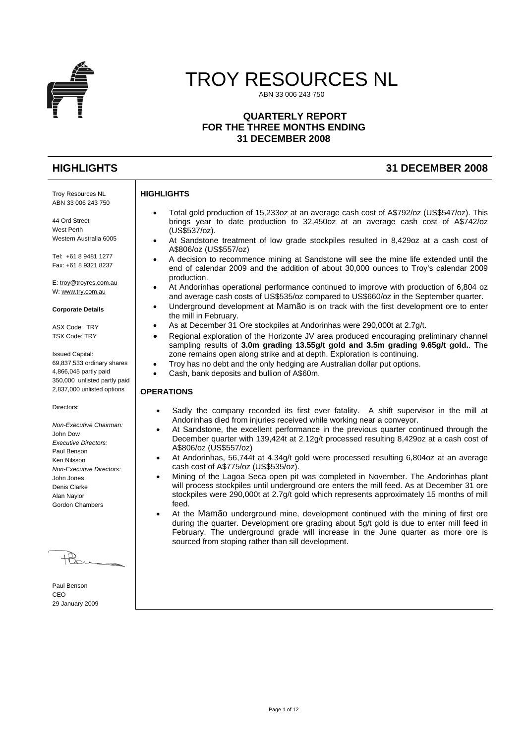# TROY RESOURCES NL

ABN 33 006 243 750

**QUARTERLY REPORT**
**FOR THE THREE MONTHS ENDING**
**31 DECEMBER 2008**

## HIGHLIGHTS 31 DECEMBER 2008

Troy Resources NL
ABN 33 006 243 750

44 Ord Street
West Perth
Western Australia 6005

Tel: +61 8 9481 1277
Fax: +61 8 9321 8237

E: troy@troyres.com.au
W: www.try.com.au

**Corporate Details**

ASX Code: TRY
TSX Code: TRY

Issued Capital:
69,837,533 ordinary shares
4,866,045 partly paid
350,000 unlisted partly paid
2,837,000 unlisted options

Directors:

*Non-Executive Chairman:*
John Dow
*Executive Directors:*
Paul Benson
Ken Nilsson
*Non-Executive Directors:*
John Jones
Denis Clarke
Alan Naylor
Gordon Chambers

Paul Benson
CEO
29 January 2009

### HIGHLIGHTS

- Total gold production of 15,233oz at an average cash cost of A$792/oz (US$547/oz). This brings year to date production to 32,450oz at an average cash cost of A$742/oz (US$537/oz).
- At Sandstone treatment of low grade stockpiles resulted in 8,429oz at a cash cost of A$806/oz (US$557/oz)
- A decision to recommence mining at Sandstone will see the mine life extended until the end of calendar 2009 and the addition of about 30,000 ounces to Troy's calendar 2009 production.
- At Andorinhas operational performance continued to improve with production of 6,804 oz and average cash costs of US$535/oz compared to US$660/oz in the September quarter.
- Underground development at Mamão is on track with the first development ore to enter the mill in February.
- As at December 31 Ore stockpiles at Andorinhas were 290,000t at 2.7g/t.
- Regional exploration of the Horizonte JV area produced encouraging preliminary channel sampling results of **3.0m grading 13.55g/t gold and 3.5m grading 9.65g/t gold.**. The zone remains open along strike and at depth. Exploration is continuing.
- Troy has no debt and the only hedging are Australian dollar put options.
- Cash, bank deposits and bullion of A$60m.

### OPERATIONS

- Sadly the company recorded its first ever fatality. A shift supervisor in the mill at Andorinhas died from injuries received while working near a conveyor.
- At Sandstone, the excellent performance in the previous quarter continued through the December quarter with 139,424t at 2.12g/t processed resulting 8,429oz at a cash cost of A$806/oz (US$557/oz)
- At Andorinhas, 56,744t at 4.34g/t gold were processed resulting 6,804oz at an average cash cost of A$775/oz (US$535/oz).
- Mining of the Lagoa Seca open pit was completed in November. The Andorinhas plant will process stockpiles until underground ore enters the mill feed. As at December 31 ore stockpiles were 290,000t at 2.7g/t gold which represents approximately 15 months of mill feed.
- At the Mamão underground mine, development continued with the mining of first ore during the quarter. Development ore grading about 5g/t gold is due to enter mill feed in February. The underground grade will increase in the June quarter as more ore is sourced from stoping rather than sill development.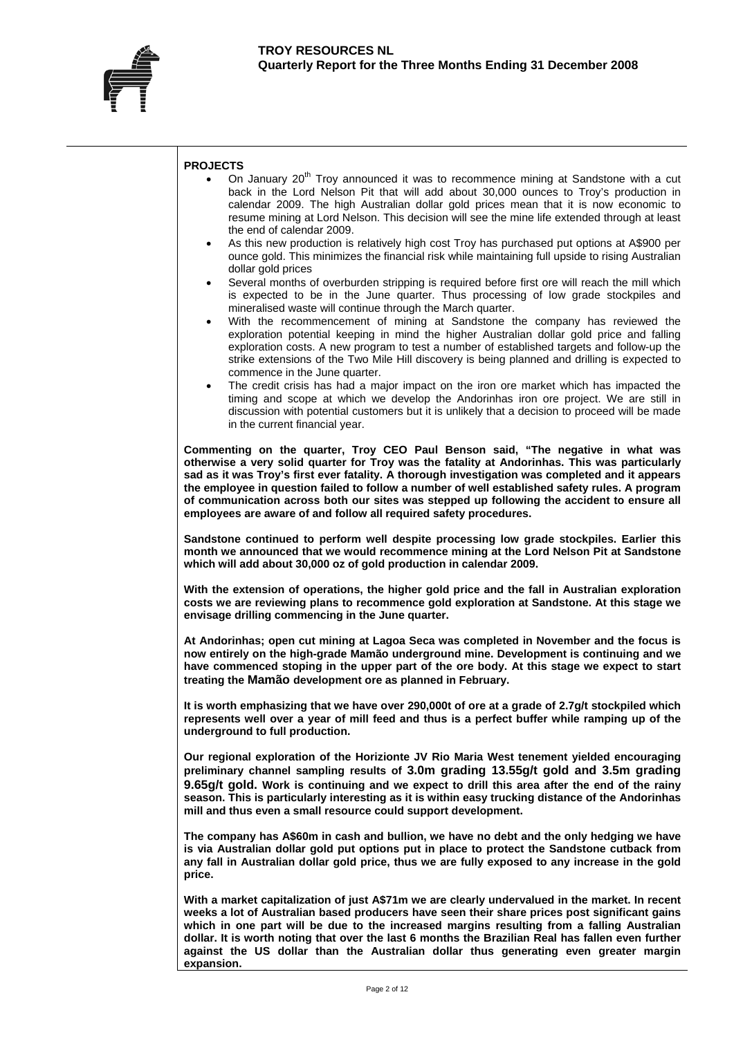## PROJECTS

- On January 20th Troy announced it was to recommence mining at Sandstone with a cut back in the Lord Nelson Pit that will add about 30,000 ounces to Troy's production in calendar 2009. The high Australian dollar gold prices mean that it is now economic to resume mining at Lord Nelson. This decision will see the mine life extended through at least the end of calendar 2009.
- As this new production is relatively high cost Troy has purchased put options at A$900 per ounce gold. This minimizes the financial risk while maintaining full upside to rising Australian dollar gold prices
- Several months of overburden stripping is required before first ore will reach the mill which is expected to be in the June quarter. Thus processing of low grade stockpiles and mineralised waste will continue through the March quarter.
- With the recommencement of mining at Sandstone the company has reviewed the exploration potential keeping in mind the higher Australian dollar gold price and falling exploration costs. A new program to test a number of established targets and follow-up the strike extensions of the Two Mile Hill discovery is being planned and drilling is expected to commence in the June quarter.
- The credit crisis has had a major impact on the iron ore market which has impacted the timing and scope at which we develop the Andorinhas iron ore project. We are still in discussion with potential customers but it is unlikely that a decision to proceed will be made in the current financial year.

**Commenting on the quarter, Troy CEO Paul Benson said, "The negative in what was otherwise a very solid quarter for Troy was the fatality at Andorinhas. This was particularly sad as it was Troy's first ever fatality. A thorough investigation was completed and it appears the employee in question failed to follow a number of well established safety rules. A program of communication across both our sites was stepped up following the accident to ensure all employees are aware of and follow all required safety procedures.**

**Sandstone continued to perform well despite processing low grade stockpiles. Earlier this month we announced that we would recommence mining at the Lord Nelson Pit at Sandstone which will add about 30,000 oz of gold production in calendar 2009.**

**With the extension of operations, the higher gold price and the fall in Australian exploration costs we are reviewing plans to recommence gold exploration at Sandstone. At this stage we envisage drilling commencing in the June quarter.**

**At Andorinhas; open cut mining at Lagoa Seca was completed in November and the focus is now entirely on the high-grade Mamão underground mine. Development is continuing and we have commenced stoping in the upper part of the ore body. At this stage we expect to start treating the Mamão development ore as planned in February.**

**It is worth emphasizing that we have over 290,000t of ore at a grade of 2.7g/t stockpiled which represents well over a year of mill feed and thus is a perfect buffer while ramping up of the underground to full production.**

**Our regional exploration of the Horizionte JV Rio Maria West tenement yielded encouraging preliminary channel sampling results of 3.0m grading 13.55g/t gold and 3.5m grading 9.65g/t gold. Work is continuing and we expect to drill this area after the end of the rainy season. This is particularly interesting as it is within easy trucking distance of the Andorinhas mill and thus even a small resource could support development.**

**The company has A$60m in cash and bullion, we have no debt and the only hedging we have is via Australian dollar gold put options put in place to protect the Sandstone cutback from any fall in Australian dollar gold price, thus we are fully exposed to any increase in the gold price.**

**With a market capitalization of just A$71m we are clearly undervalued in the market. In recent weeks a lot of Australian based producers have seen their share prices post significant gains which in one part will be due to the increased margins resulting from a falling Australian dollar. It is worth noting that over the last 6 months the Brazilian Real has fallen even further against the US dollar than the Australian dollar thus generating even greater margin expansion.**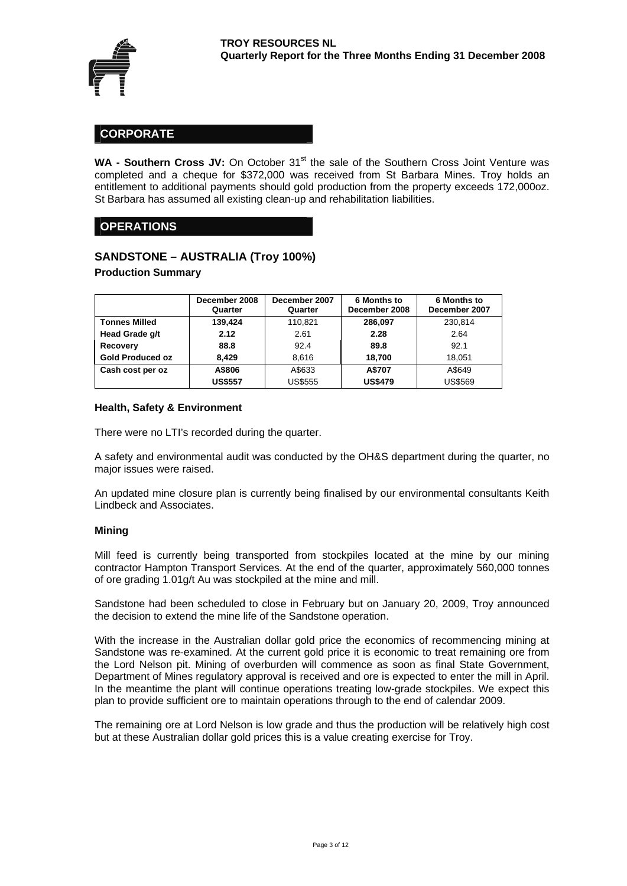## CORPORATE

**WA - Southern Cross JV:** On October 31[st] the sale of the Southern Cross Joint Venture was completed and a cheque for $372,000 was received from St Barbara Mines. Troy holds an entitlement to additional payments should gold production from the property exceeds 172,000oz. St Barbara has assumed all existing clean-up and rehabilitation liabilities.

## OPERATIONS

### SANDSTONE – AUSTRALIA (Troy 100%)

**Production Summary**

| | December 2008 Quarter | December 2007 Quarter | 6 Months to December 2008 | 6 Months to December 2007 |
|---|---|---|---|---|
| **Tonnes Milled** | **139,424** | 110,821 | **286,097** | 230,814 |
| **Head Grade g/t** | **2.12** | 2.61 | **2.28** | 2.64 |
| **Recovery** | **88.8** | 92.4 | **89.8** | 92.1 |
| **Gold Produced oz** | **8,429** | 8,616 | **18,700** | 18,051 |
| **Cash cost per oz** | **A$806** | A$633 | **A$707** | A$649 |
| | **US$557** | US$555 | **US$479** | US$569 |

**Health, Safety & Environment**

There were no LTI's recorded during the quarter.

A safety and environmental audit was conducted by the OH&S department during the quarter, no major issues were raised.

An updated mine closure plan is currently being finalised by our environmental consultants Keith Lindbeck and Associates.

**Mining**

Mill feed is currently being transported from stockpiles located at the mine by our mining contractor Hampton Transport Services. At the end of the quarter, approximately 560,000 tonnes of ore grading 1.01g/t Au was stockpiled at the mine and mill.

Sandstone had been scheduled to close in February but on January 20, 2009, Troy announced the decision to extend the mine life of the Sandstone operation.

With the increase in the Australian dollar gold price the economics of recommencing mining at Sandstone was re-examined. At the current gold price it is economic to treat remaining ore from the Lord Nelson pit. Mining of overburden will commence as soon as final State Government, Department of Mines regulatory approval is received and ore is expected to enter the mill in April. In the meantime the plant will continue operations treating low-grade stockpiles. We expect this plan to provide sufficient ore to maintain operations through to the end of calendar 2009.

The remaining ore at Lord Nelson is low grade and thus the production will be relatively high cost but at these Australian dollar gold prices this is a value creating exercise for Troy.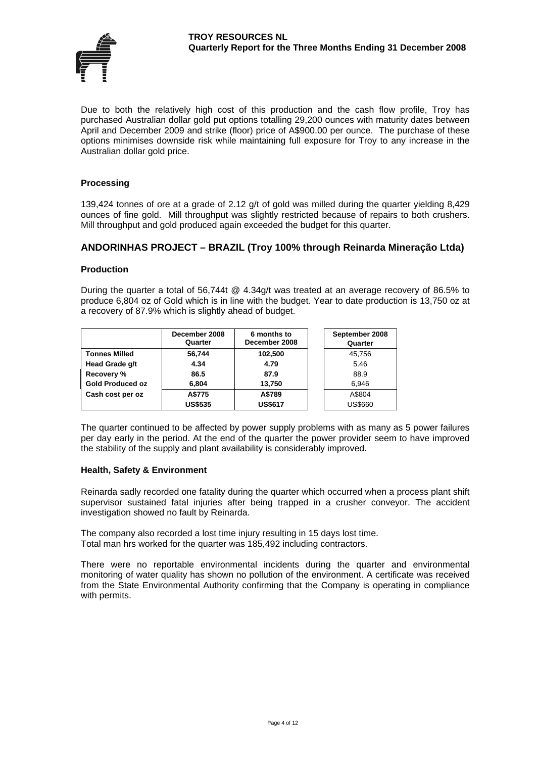Due to both the relatively high cost of this production and the cash flow profile, Troy has purchased Australian dollar gold put options totalling 29,200 ounces with maturity dates between April and December 2009 and strike (floor) price of A$900.00 per ounce. The purchase of these options minimises downside risk while maintaining full exposure for Troy to any increase in the Australian dollar gold price.

### Processing

139,424 tonnes of ore at a grade of 2.12 g/t of gold was milled during the quarter yielding 8,429 ounces of fine gold. Mill throughput was slightly restricted because of repairs to both crushers. Mill throughput and gold produced again exceeded the budget for this quarter.

## ANDORINHAS PROJECT – BRAZIL (Troy 100% through Reinarda Mineração Ltda)

### Production

During the quarter a total of 56,744t @ 4.34g/t was treated at an average recovery of 86.5% to produce 6,804 oz of Gold which is in line with the budget. Year to date production is 13,750 oz at a recovery of 87.9% which is slightly ahead of budget.

| | December 2008 Quarter | 6 months to December 2008 | September 2008 Quarter |
|---|---|---|---|
| **Tonnes Milled** | **56,744** | **102,500** | 45,756 |
| **Head Grade g/t** | **4.34** | **4.79** | 5.46 |
| **Recovery %** | **86.5** | **87.9** | 88.9 |
| **Gold Produced oz** | **6,804** | **13,750** | 6,946 |
| **Cash cost per oz** | **A$775** | **A$789** | A$804 |
| | **US$535** | **US$617** | US$660 |

The quarter continued to be affected by power supply problems with as many as 5 power failures per day early in the period. At the end of the quarter the power provider seem to have improved the stability of the supply and plant availability is considerably improved.

### Health, Safety & Environment

Reinarda sadly recorded one fatality during the quarter which occurred when a process plant shift supervisor sustained fatal injuries after being trapped in a crusher conveyor. The accident investigation showed no fault by Reinarda.

The company also recorded a lost time injury resulting in 15 days lost time.
Total man hrs worked for the quarter was 185,492 including contractors.

There were no reportable environmental incidents during the quarter and environmental monitoring of water quality has shown no pollution of the environment. A certificate was received from the State Environmental Authority confirming that the Company is operating in compliance with permits.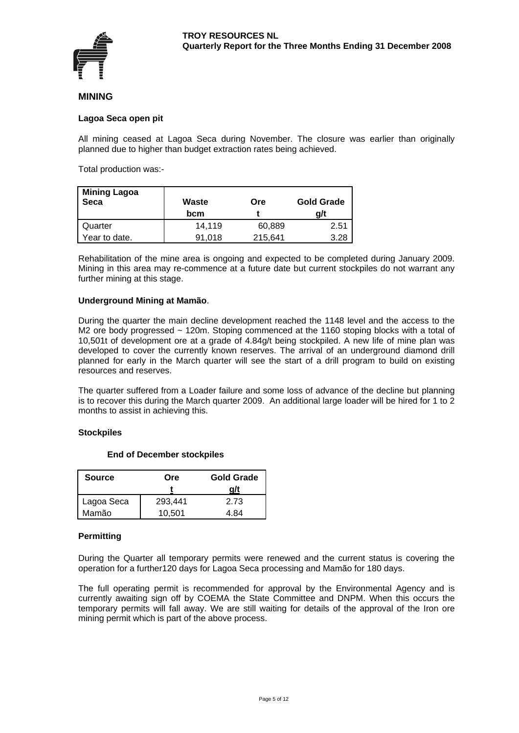## MINING

### Lagoa Seca open pit

All mining ceased at Lagoa Seca during November. The closure was earlier than originally planned due to higher than budget extraction rates being achieved.

Total production was:-

| Mining Lagoa Seca | Waste bcm | Ore t | Gold Grade g/t |
|---|---|---|---|
| Quarter | 14,119 | 60,889 | 2.51 |
| Year to date. | 91,018 | 215,641 | 3.28 |

Rehabilitation of the mine area is ongoing and expected to be completed during January 2009. Mining in this area may re-commence at a future date but current stockpiles do not warrant any further mining at this stage.

### Underground Mining at Mamão.

During the quarter the main decline development reached the 1148 level and the access to the M2 ore body progressed ~ 120m. Stoping commenced at the 1160 stoping blocks with a total of 10,501t of development ore at a grade of 4.84g/t being stockpiled. A new life of mine plan was developed to cover the currently known reserves. The arrival of an underground diamond drill planned for early in the March quarter will see the start of a drill program to build on existing resources and reserves.

The quarter suffered from a Loader failure and some loss of advance of the decline but planning is to recover this during the March quarter 2009. An additional large loader will be hired for 1 to 2 months to assist in achieving this.

### Stockpiles

**End of December stockpiles**

| Source | Ore t | Gold Grade g/t |
|---|---|---|
| Lagoa Seca | 293,441 | 2.73 |
| Mamão | 10,501 | 4.84 |

### Permitting

During the Quarter all temporary permits were renewed and the current status is covering the operation for a further120 days for Lagoa Seca processing and Mamão for 180 days.

The full operating permit is recommended for approval by the Environmental Agency and is currently awaiting sign off by COEMA the State Committee and DNPM. When this occurs the temporary permits will fall away. We are still waiting for details of the approval of the Iron ore mining permit which is part of the above process.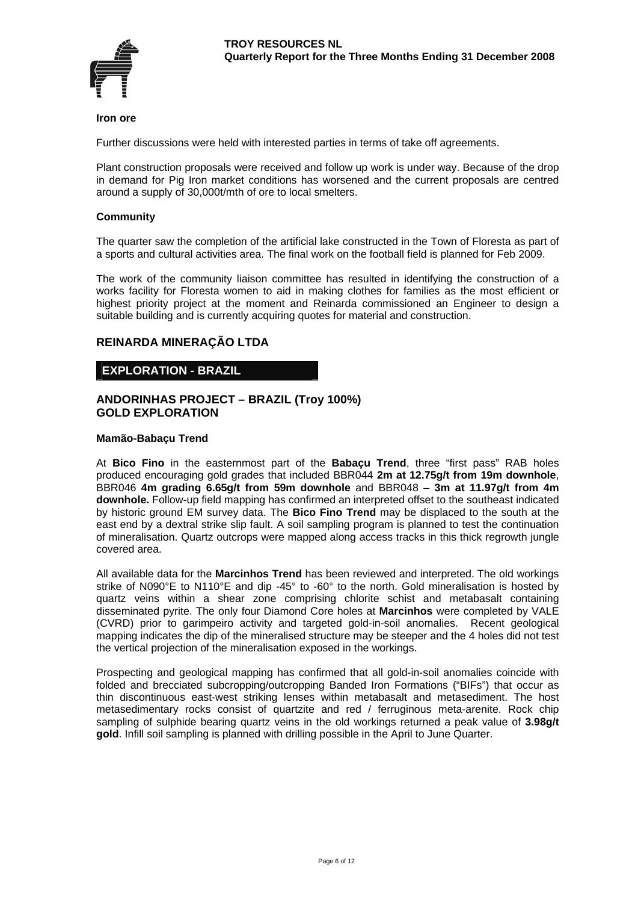### Iron ore

Further discussions were held with interested parties in terms of take off agreements.

Plant construction proposals were received and follow up work is under way. Because of the drop in demand for Pig Iron market conditions has worsened and the current proposals are centred around a supply of 30,000t/mth of ore to local smelters.

### Community

The quarter saw the completion of the artificial lake constructed in the Town of Floresta as part of a sports and cultural activities area. The final work on the football field is planned for Feb 2009.

The work of the community liaison committee has resulted in identifying the construction of a works facility for Floresta women to aid in making clothes for families as the most efficient or highest priority project at the moment and Reinarda commissioned an Engineer to design a suitable building and is currently acquiring quotes for material and construction.

## REINARDA MINERAÇÃO LTDA

## EXPLORATION - BRAZIL

## ANDORINHAS PROJECT – BRAZIL (Troy 100%)
## GOLD EXPLORATION

### Mamão-Babaçu Trend

At **Bico Fino** in the easternmost part of the **Babaçu Trend**, three "first pass" RAB holes produced encouraging gold grades that included BBR044 **2m at 12.75g/t from 19m downhole**, BBR046 **4m grading 6.65g/t from 59m downhole** and BBR048 – **3m at 11.97g/t from 4m downhole.** Follow-up field mapping has confirmed an interpreted offset to the southeast indicated by historic ground EM survey data. The **Bico Fino Trend** may be displaced to the south at the east end by a dextral strike slip fault. A soil sampling program is planned to test the continuation of mineralisation. Quartz outcrops were mapped along access tracks in this thick regrowth jungle covered area.

All available data for the **Marcinhos Trend** has been reviewed and interpreted. The old workings strike of N090°E to N110°E and dip -45° to -60° to the north. Gold mineralisation is hosted by quartz veins within a shear zone comprising chlorite schist and metabasalt containing disseminated pyrite. The only four Diamond Core holes at **Marcinhos** were completed by VALE (CVRD) prior to garimpeiro activity and targeted gold-in-soil anomalies. Recent geological mapping indicates the dip of the mineralised structure may be steeper and the 4 holes did not test the vertical projection of the mineralisation exposed in the workings.

Prospecting and geological mapping has confirmed that all gold-in-soil anomalies coincide with folded and brecciated subcropping/outcropping Banded Iron Formations ("BIFs") that occur as thin discontinuous east-west striking lenses within metabasalt and metasediment. The host metasedimentary rocks consist of quartzite and red / ferruginous meta-arenite. Rock chip sampling of sulphide bearing quartz veins in the old workings returned a peak value of **3.98g/t gold**. Infill soil sampling is planned with drilling possible in the April to June Quarter.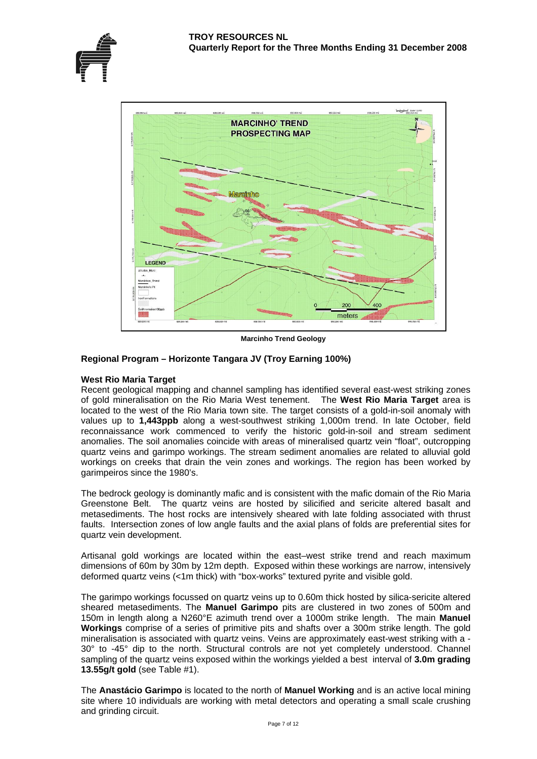**Marcinho Trend Geology**

## Regional Program – Horizonte Tangara JV (Troy Earning 100%)

### West Rio Maria Target

Recent geological mapping and channel sampling has identified several east-west striking zones of gold mineralisation on the Rio Maria West tenement. The **West Rio Maria Target** area is located to the west of the Rio Maria town site. The target consists of a gold-in-soil anomaly with values up to **1,443ppb** along a west-southwest striking 1,000m trend. In late October, field reconnaissance work commenced to verify the historic gold-in-soil and stream sediment anomalies. The soil anomalies coincide with areas of mineralised quartz vein "float", outcropping quartz veins and garimpo workings. The stream sediment anomalies are related to alluvial gold workings on creeks that drain the vein zones and workings. The region has been worked by garimpeiros since the 1980's.

The bedrock geology is dominantly mafic and is consistent with the mafic domain of the Rio Maria Greenstone Belt. The quartz veins are hosted by silicified and sericite altered basalt and metasediments. The host rocks are intensively sheared with late folding associated with thrust faults. Intersection zones of low angle faults and the axial plans of folds are preferential sites for quartz vein development.

Artisanal gold workings are located within the east–west strike trend and reach maximum dimensions of 60m by 30m by 12m depth. Exposed within these workings are narrow, intensively deformed quartz veins (<1m thick) with "box-works" textured pyrite and visible gold.

The garimpo workings focussed on quartz veins up to 0.60m thick hosted by silica-sericite altered sheared metasediments. The **Manuel Garimpo** pits are clustered in two zones of 500m and 150m in length along a N260°E azimuth trend over a 1000m strike length. The main **Manuel Workings** comprise of a series of primitive pits and shafts over a 300m strike length. The gold mineralisation is associated with quartz veins. Veins are approximately east-west striking with a -30° to -45° dip to the north. Structural controls are not yet completely understood. Channel sampling of the quartz veins exposed within the workings yielded a best interval of **3.0m grading 13.55g/t gold** (see Table #1).

The **Anastácio Garimpo** is located to the north of **Manuel Working** and is an active local mining site where 10 individuals are working with metal detectors and operating a small scale crushing and grinding circuit.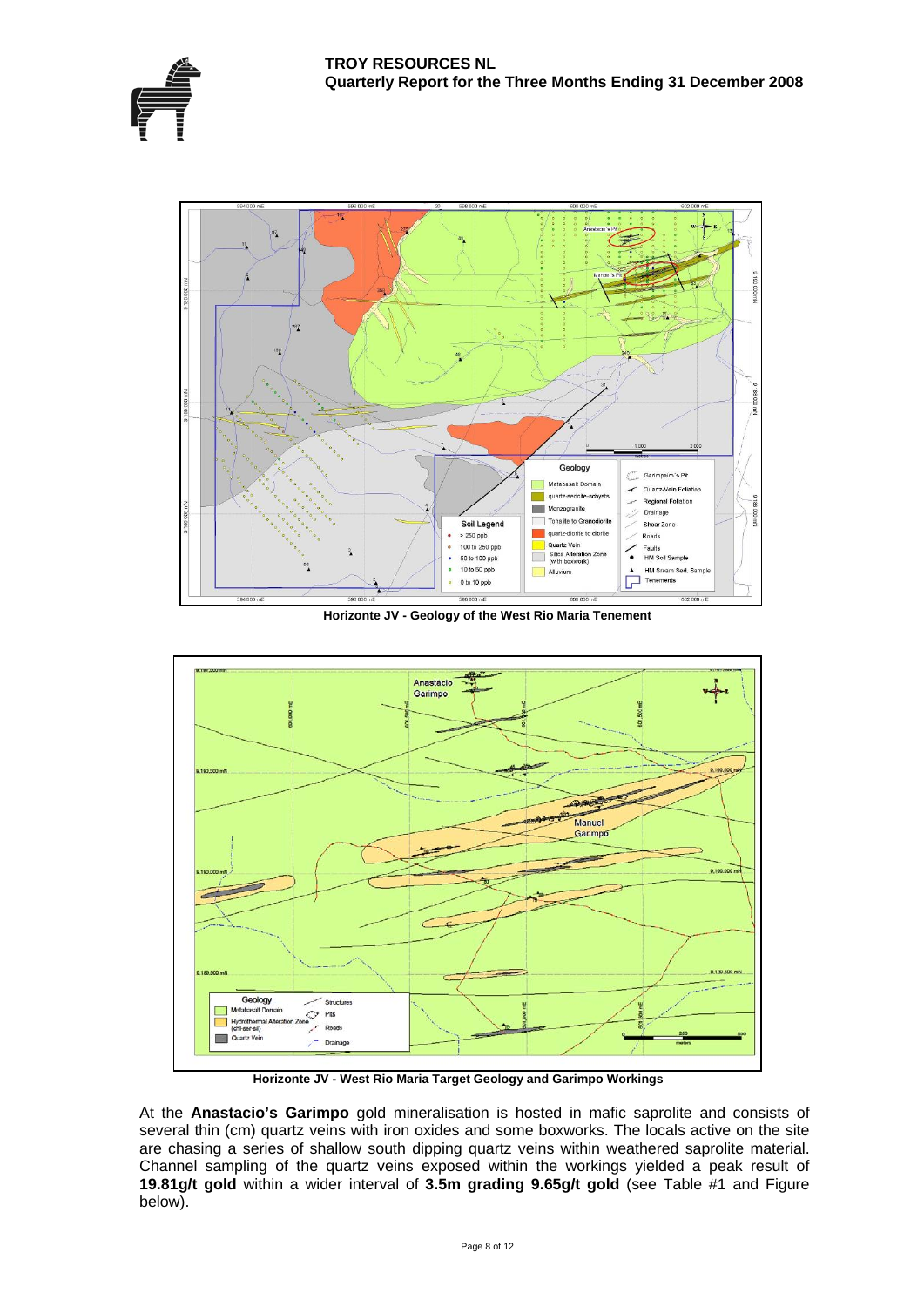Horizonte JV - Geology of the West Rio Maria Tenement

Horizonte JV - West Rio Maria Target Geology and Garimpo Workings

At the **Anastacio's Garimpo** gold mineralisation is hosted in mafic saprolite and consists of several thin (cm) quartz veins with iron oxides and some boxworks. The locals active on the site are chasing a series of shallow south dipping quartz veins within weathered saprolite material. Channel sampling of the quartz veins exposed within the workings yielded a peak result of **19.81g/t gold** within a wider interval of **3.5m grading 9.65g/t gold** (see Table #1 and Figure below).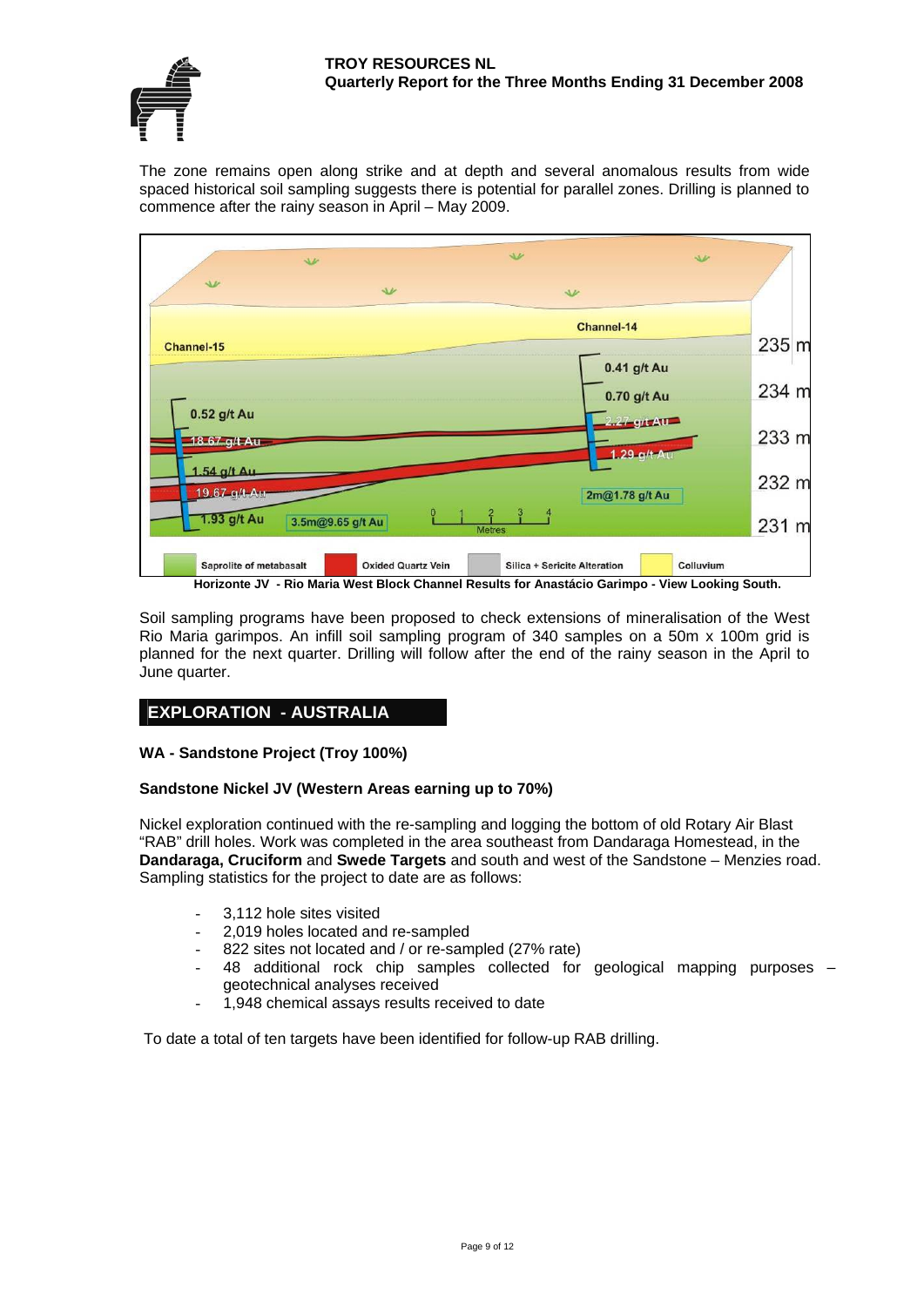The zone remains open along strike and at depth and several anomalous results from wide spaced historical soil sampling suggests there is potential for parallel zones. Drilling is planned to commence after the rainy season in April – May 2009.

**Horizonte JV - Rio Maria West Block Channel Results for Anastácio Garimpo - View Looking South.**

Soil sampling programs have been proposed to check extensions of mineralisation of the West Rio Maria garimpos. An infill soil sampling program of 340 samples on a 50m x 100m grid is planned for the next quarter. Drilling will follow after the end of the rainy season in the April to June quarter.

## EXPLORATION - AUSTRALIA

### WA - Sandstone Project (Troy 100%)

#### Sandstone Nickel JV (Western Areas earning up to 70%)

Nickel exploration continued with the re-sampling and logging the bottom of old Rotary Air Blast "RAB" drill holes. Work was completed in the area southeast from Dandaraga Homestead, in the **Dandaraga, Cruciform** and **Swede Targets** and south and west of the Sandstone – Menzies road. Sampling statistics for the project to date are as follows:

- 3,112 hole sites visited
- 2,019 holes located and re-sampled
- 822 sites not located and / or re-sampled (27% rate)
- 48 additional rock chip samples collected for geological mapping purposes – geotechnical analyses received
- 1,948 chemical assays results received to date

To date a total of ten targets have been identified for follow-up RAB drilling.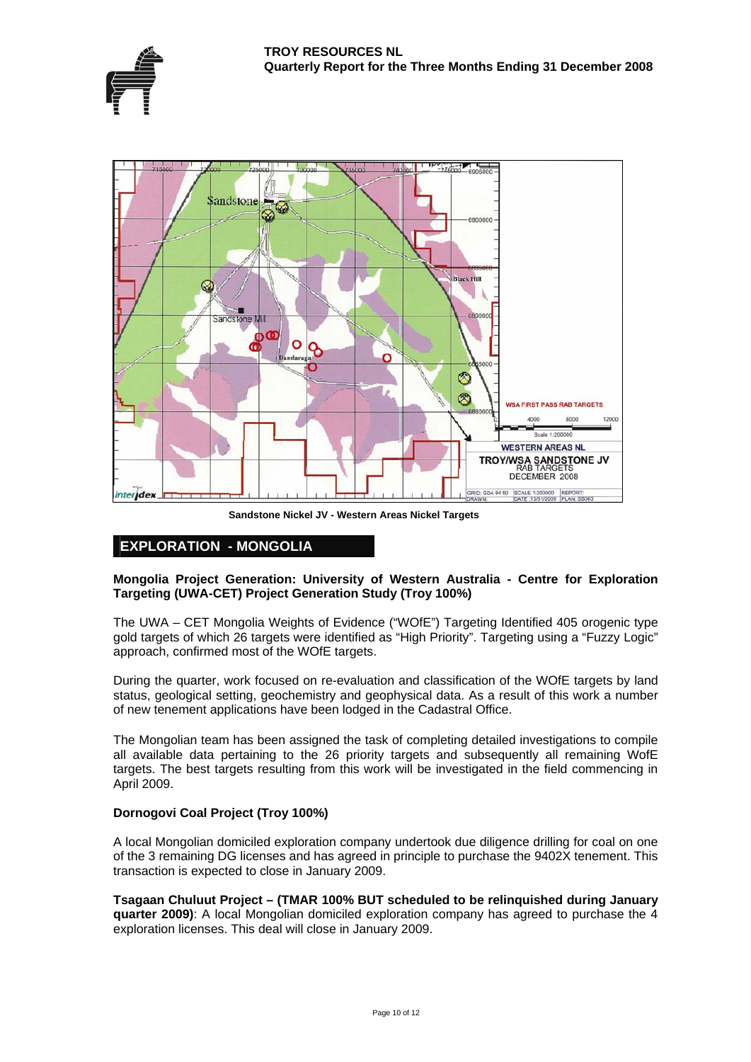Sandstone Nickel JV - Western Areas Nickel Targets

## EXPLORATION - MONGOLIA

**Mongolia Project Generation: University of Western Australia - Centre for Exploration Targeting (UWA-CET) Project Generation Study (Troy 100%)**

The UWA – CET Mongolia Weights of Evidence ("WOfE") Targeting Identified 405 orogenic type gold targets of which 26 targets were identified as "High Priority". Targeting using a "Fuzzy Logic" approach, confirmed most of the WOfE targets.

During the quarter, work focused on re-evaluation and classification of the WOfE targets by land status, geological setting, geochemistry and geophysical data. As a result of this work a number of new tenement applications have been lodged in the Cadastral Office.

The Mongolian team has been assigned the task of completing detailed investigations to compile all available data pertaining to the 26 priority targets and subsequently all remaining WofE targets. The best targets resulting from this work will be investigated in the field commencing in April 2009.

**Dornogovi Coal Project (Troy 100%)**

A local Mongolian domiciled exploration company undertook due diligence drilling for coal on one of the 3 remaining DG licenses and has agreed in principle to purchase the 9402X tenement. This transaction is expected to close in January 2009.

**Tsagaan Chuluut Project – (TMAR 100% BUT scheduled to be relinquished during January quarter 2009)**: A local Mongolian domiciled exploration company has agreed to purchase the 4 exploration licenses. This deal will close in January 2009.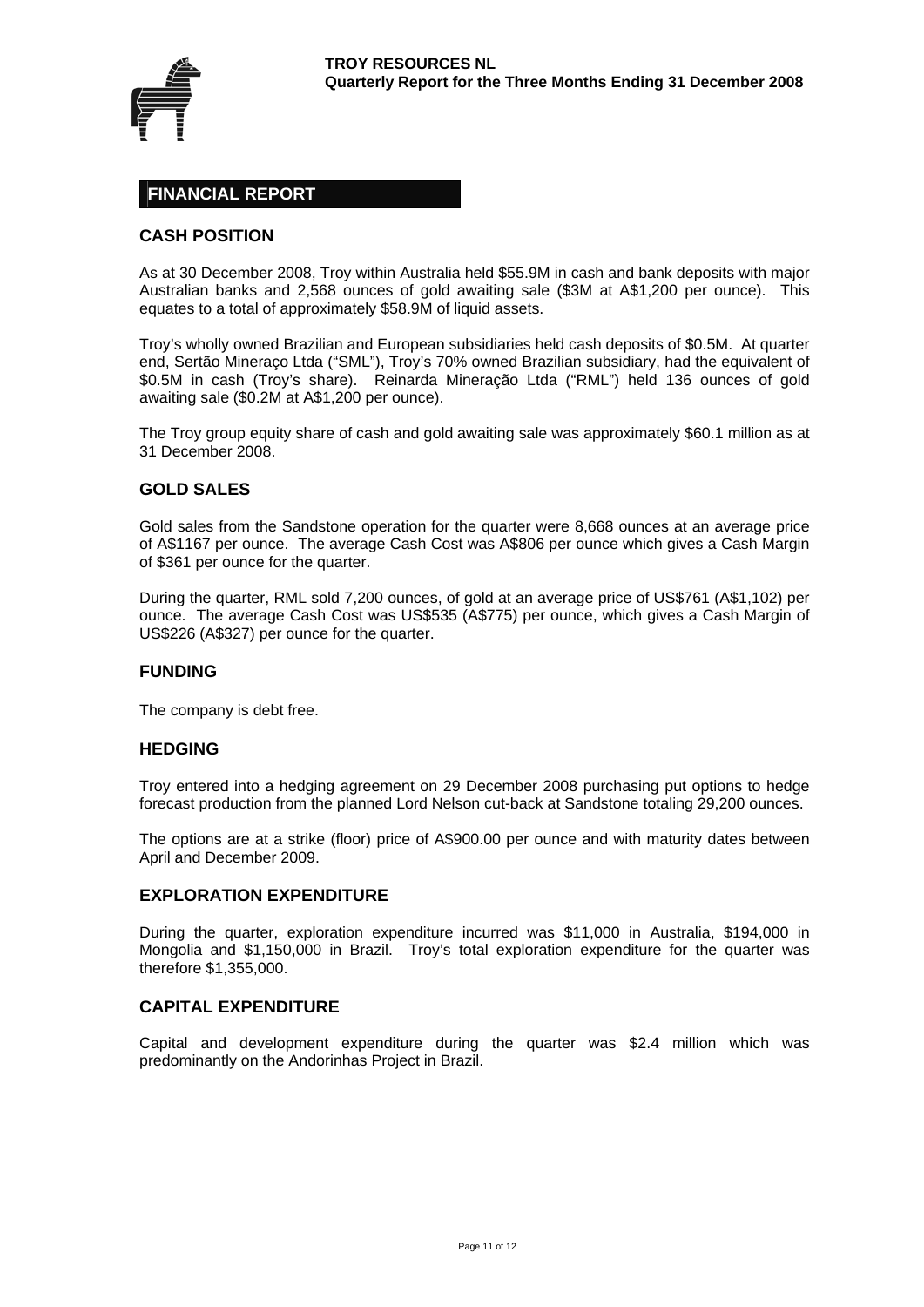## FINANCIAL REPORT

### CASH POSITION

As at 30 December 2008, Troy within Australia held $55.9M in cash and bank deposits with major Australian banks and 2,568 ounces of gold awaiting sale ($3M at A$1,200 per ounce). This equates to a total of approximately $58.9M of liquid assets.

Troy's wholly owned Brazilian and European subsidiaries held cash deposits of $0.5M. At quarter end, Sertão Mineraço Ltda ("SML"), Troy's 70% owned Brazilian subsidiary, had the equivalent of $0.5M in cash (Troy's share). Reinarda Mineração Ltda ("RML") held 136 ounces of gold awaiting sale ($0.2M at A$1,200 per ounce).

The Troy group equity share of cash and gold awaiting sale was approximately $60.1 million as at 31 December 2008.

### GOLD SALES

Gold sales from the Sandstone operation for the quarter were 8,668 ounces at an average price of A$1167 per ounce. The average Cash Cost was A$806 per ounce which gives a Cash Margin of $361 per ounce for the quarter.

During the quarter, RML sold 7,200 ounces, of gold at an average price of US$761 (A$1,102) per ounce. The average Cash Cost was US$535 (A$775) per ounce, which gives a Cash Margin of US$226 (A$327) per ounce for the quarter.

### FUNDING

The company is debt free.

### HEDGING

Troy entered into a hedging agreement on 29 December 2008 purchasing put options to hedge forecast production from the planned Lord Nelson cut-back at Sandstone totaling 29,200 ounces.

The options are at a strike (floor) price of A$900.00 per ounce and with maturity dates between April and December 2009.

### EXPLORATION EXPENDITURE

During the quarter, exploration expenditure incurred was $11,000 in Australia, $194,000 in Mongolia and $1,150,000 in Brazil. Troy's total exploration expenditure for the quarter was therefore $1,355,000.

### CAPITAL EXPENDITURE

Capital and development expenditure during the quarter was $2.4 million which was predominantly on the Andorinhas Project in Brazil.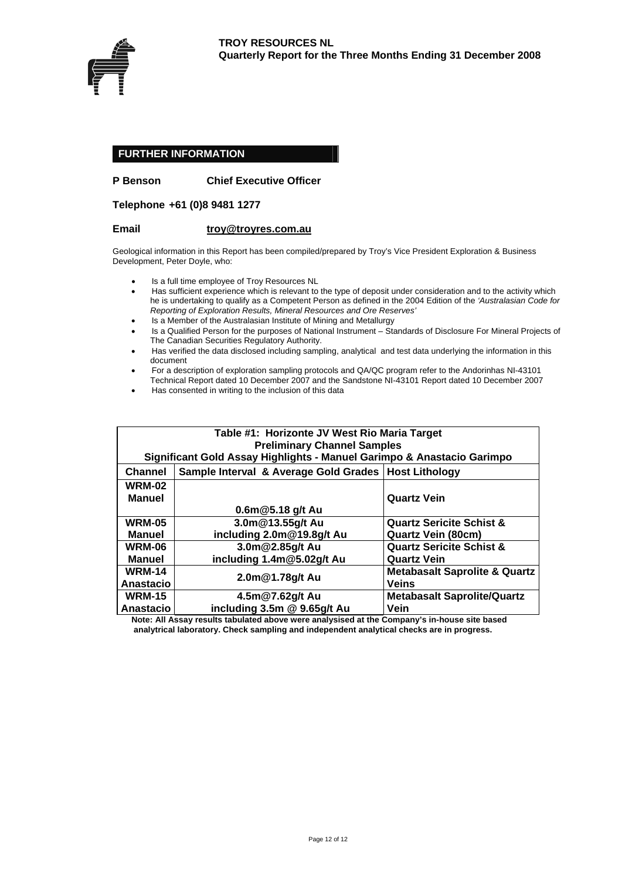## FURTHER INFORMATION

**P Benson Chief Executive Officer**

**Telephone +61 (0)8 9481 1277**

**Email troy@troyres.com.au**

Geological information in this Report has been compiled/prepared by Troy's Vice President Exploration & Business Development, Peter Doyle, who:

- Is a full time employee of Troy Resources NL
- Has sufficient experience which is relevant to the type of deposit under consideration and to the activity which he is undertaking to qualify as a Competent Person as defined in the 2004 Edition of the *'Australasian Code for Reporting of Exploration Results, Mineral Resources and Ore Reserves'*
- Is a Member of the Australasian Institute of Mining and Metallurgy
- Is a Qualified Person for the purposes of National Instrument – Standards of Disclosure For Mineral Projects of The Canadian Securities Regulatory Authority.
- Has verified the data disclosed including sampling, analytical and test data underlying the information in this document
- For a description of exploration sampling protocols and QA/QC program refer to the Andorinhas NI-43101 Technical Report dated 10 December 2007 and the Sandstone NI-43101 Report dated 10 December 2007
- Has consented in writing to the inclusion of this data

**Table #1: Horizonte JV West Rio Maria Target**
**Preliminary Channel Samples**
**Significant Gold Assay Highlights - Manuel Garimpo & Anastacio Garimpo**

| Channel | Sample Interval & Average Gold Grades | Host Lithology |
|---|---|---|
| WRM-02 Manuel | 0.6m@5.18 g/t Au | Quartz Vein |
| WRM-05 Manuel | 3.0m@13.55g/t Au including 2.0m@19.8g/t Au | Quartz Sericite Schist & Quartz Vein (80cm) |
| WRM-06 Manuel | 3.0m@2.85g/t Au including 1.4m@5.02g/t Au | Quartz Sericite Schist & Quartz Vein |
| WRM-14 Anastacio | 2.0m@1.78g/t Au | Metabasalt Saprolite & Quartz Veins |
| WRM-15 Anastacio | 4.5m@7.62g/t Au including 3.5m @ 9.65g/t Au | Metabasalt Saprolite/Quartz Vein |

**Note: All Assay results tabulated above were analysised at the Company's in-house site based analytrical laboratory. Check sampling and independent analytical checks are in progress.**